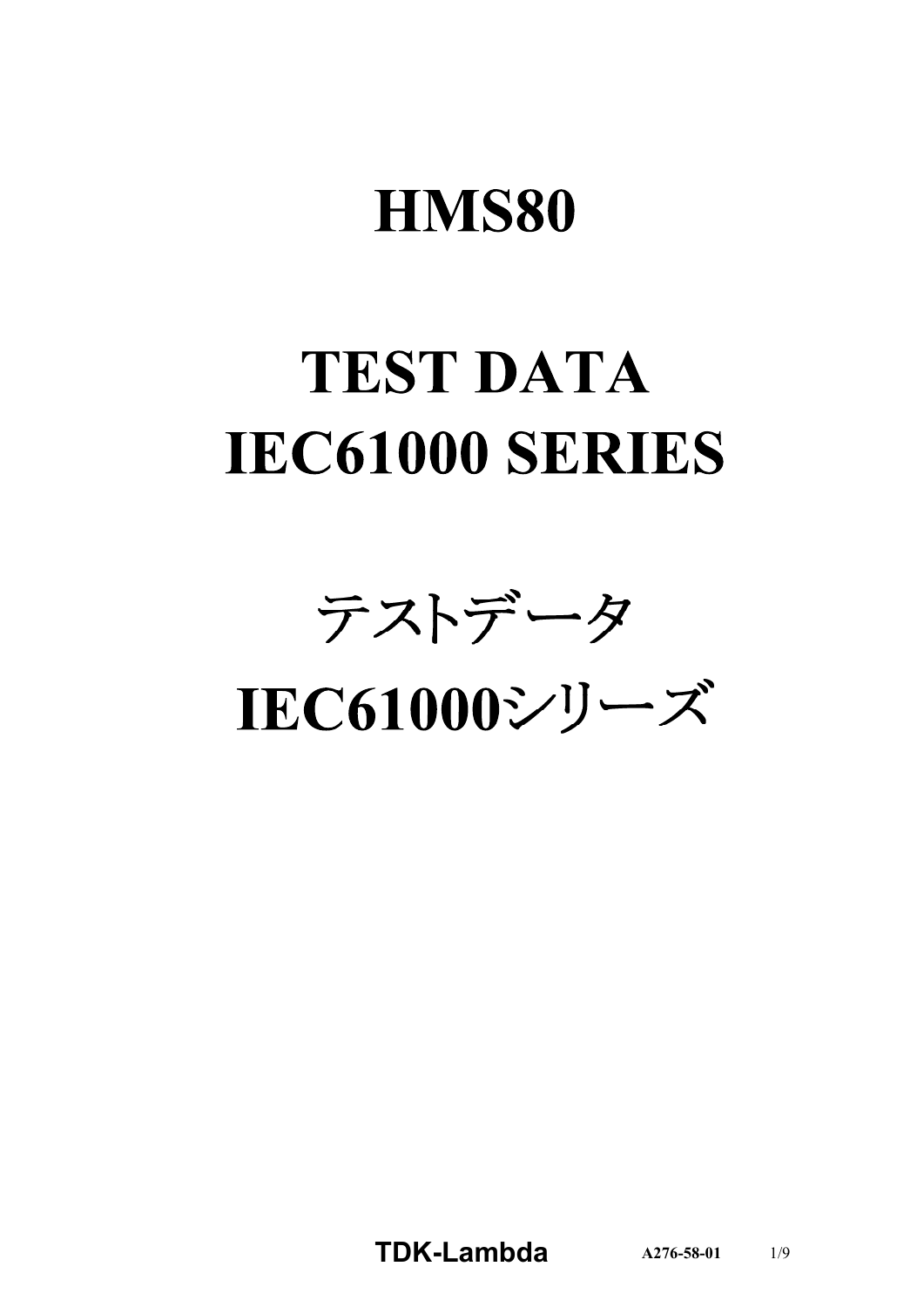# HMS80

# TEST DATA
# IEC61000 SERIES

# テストデータ
# IEC61000シリーズ

**TDK-Lambda** A276-58-01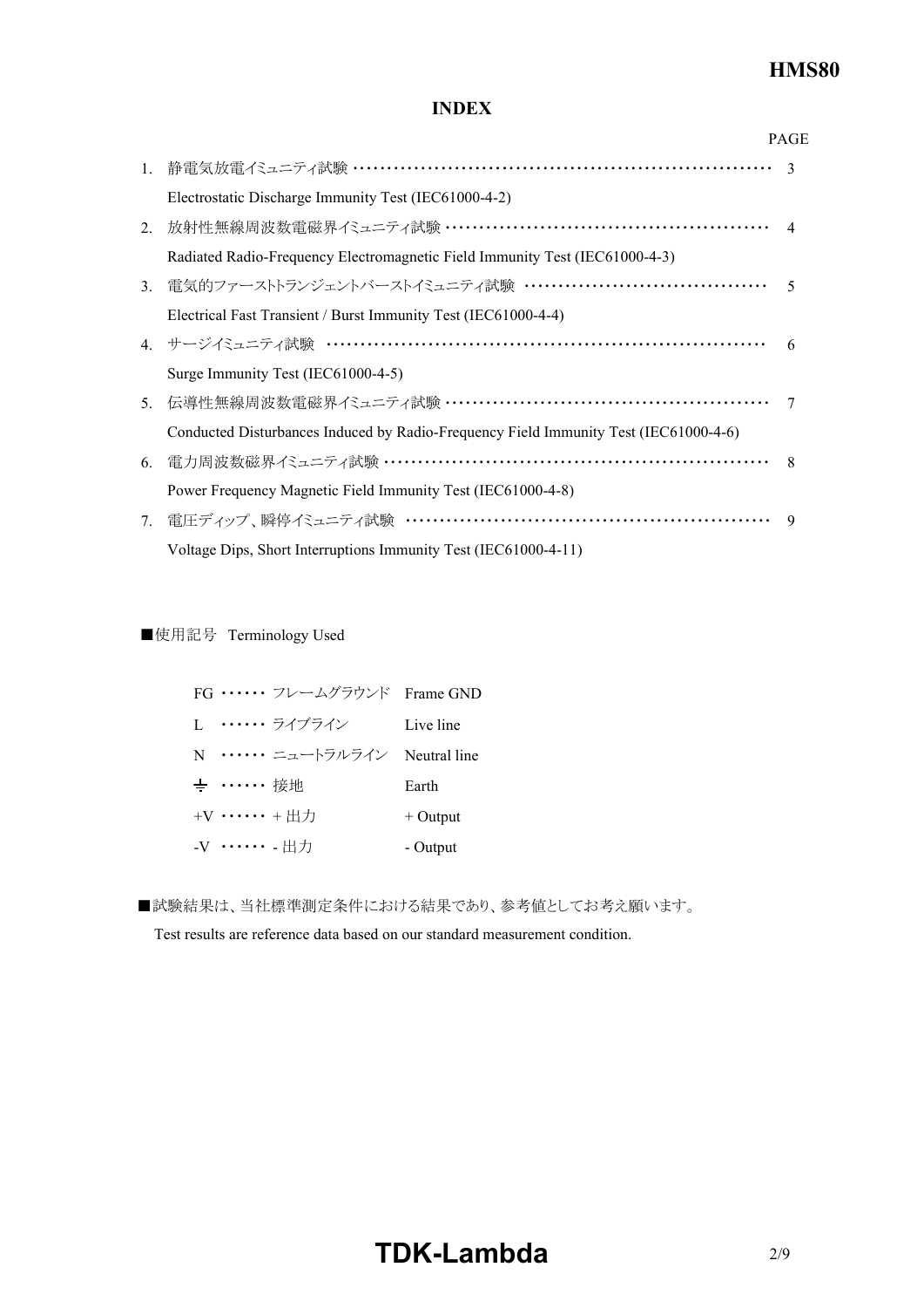# INDEX

| | | PAGE |
|---|---|---|
| 1. | 静電気放電イミュニティ試験 ・・・・・・・・・・・・・・・・・・・・・・・・・・・・・・・・・・・・・・・・・・・・・・・・・・・・・・・・・・・・<br>Electrostatic Discharge Immunity Test (IEC61000-4-2) | 3 |
| 2. | 放射性無線周波数電磁界イミュニティ試験 ・・・・・・・・・・・・・・・・・・・・・・・・・・・・・・・・・・・・・・・・・・・・・<br>Radiated Radio-Frequency Electromagnetic Field Immunity Test (IEC61000-4-3) | 4 |
| 3. | 電気的ファーストトランジェントバーストイミュニティ試験 ・・・・・・・・・・・・・・・・・・・・・・・・・・・・・・・・・<br>Electrical Fast Transient / Burst Immunity Test (IEC61000-4-4) | 5 |
| 4. | サージイミュニティ試験 ・・・・・・・・・・・・・・・・・・・・・・・・・・・・・・・・・・・・・・・・・・・・・・・・・・・・・・・・・・・・・<br>Surge Immunity Test (IEC61000-4-5) | 6 |
| 5. | 伝導性無線周波数電磁界イミュニティ試験 ・・・・・・・・・・・・・・・・・・・・・・・・・・・・・・・・・・・・・・・・・・・・・<br>Conducted Disturbances Induced by Radio-Frequency Field Immunity Test (IEC61000-4-6) | 7 |
| 6. | 電力周波数磁界イミュニティ試験 ・・・・・・・・・・・・・・・・・・・・・・・・・・・・・・・・・・・・・・・・・・・・・・・・・・・・・<br>Power Frequency Magnetic Field Immunity Test (IEC61000-4-8) | 8 |
| 7. | 電圧ディップ、瞬停イミュニティ試験 ・・・・・・・・・・・・・・・・・・・・・・・・・・・・・・・・・・・・・・・・・・・・・・・・・・・<br>Voltage Dips, Short Interruptions Immunity Test (IEC61000-4-11) | 9 |

■使用記号 Terminology Used

| | | |
|---|---|---|
| FG ・・・・・・ | フレームグラウンド | Frame GND |
| L ・・・・・・ | ライブライン | Live line |
| N ・・・・・・ | ニュートラルライン | Neutral line |
| ⏚ ・・・・・・ | 接地 | Earth |
| +V ・・・・・・ | + 出力 | + Output |
| -V ・・・・・・ | - 出力 | - Output |

■試験結果は、当社標準測定条件における結果であり、参考値としてお考え願います。

Test results are reference data based on our standard measurement condition.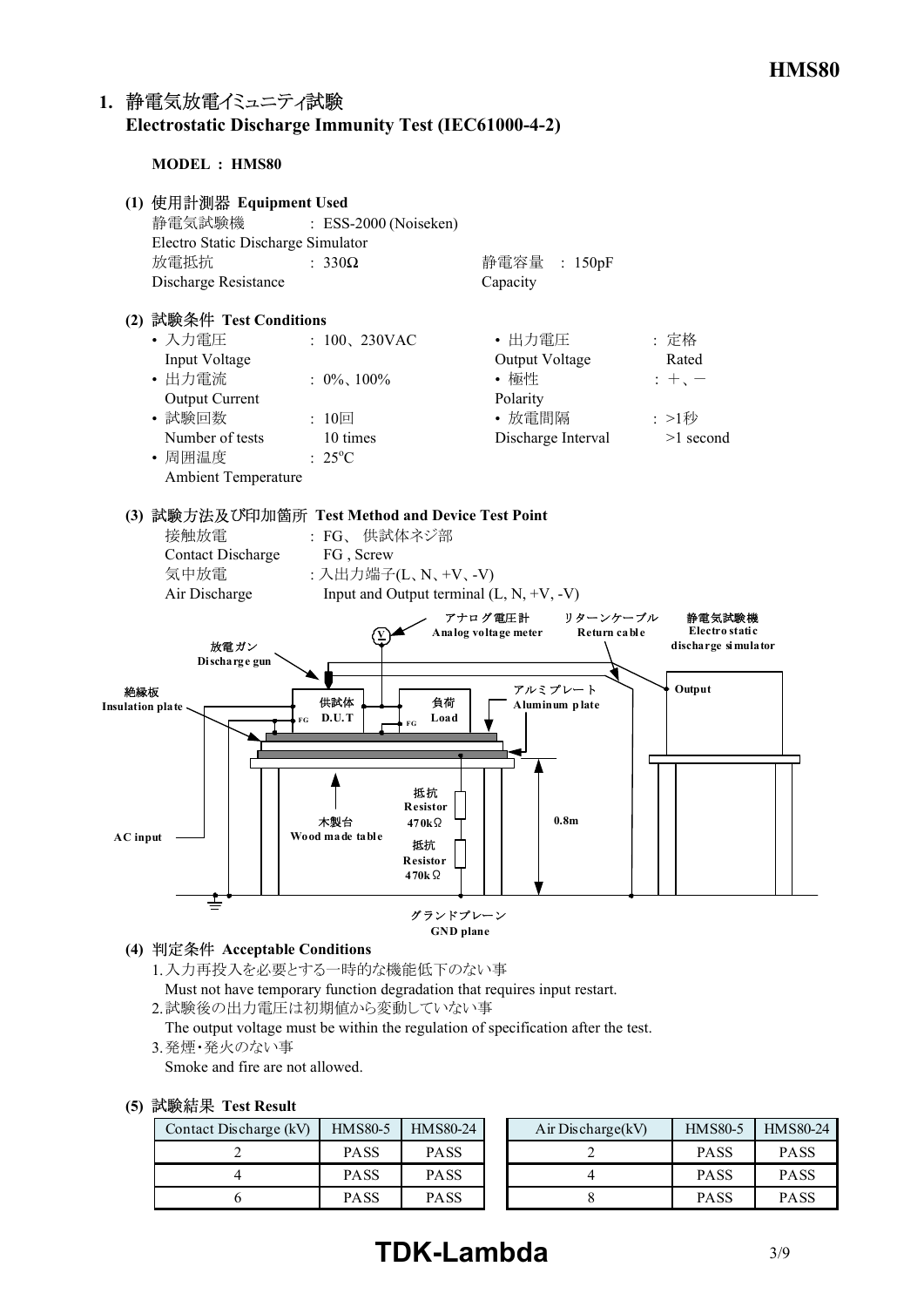## 1. 静電気放電イミュニティ試験 Electrostatic Discharge Immunity Test (IEC61000-4-2)

**MODEL : HMS80**

**(1) 使用計測器 Equipment Used**

静電気試験機 Electro Static Discharge Simulator : ESS-2000 (Noiseken)

放電抵抗 Discharge Resistance : 330Ω　　静電容量 Capacity : 150pF

**(2) 試験条件 Test Conditions**

- 入力電圧 Input Voltage : 100、230VAC
- 出力電圧 Output Voltage : 定格 Rated
- 出力電流 Output Current : 0%、100%
- 極性 Polarity : ＋、－
- 試験回数 Number of tests : 10回 10 times
- 放電間隔 Discharge Interval : >1秒 >1 second
- 周囲温度 Ambient Temperature : 25°C

**(3) 試験方法及び印加箇所 Test Method and Device Test Point**

接触放電 Contact Discharge : FG、供試体ネジ部 FG , Screw

気中放電 Air Discharge : 入出力端子(L、N、+V、-V) Input and Output terminal (L, N, +V, -V)

放電ガン Discharge gun　アナログ電圧計 Analog voltage meter　リターンケーブル Return cable　静電気試験機 Electro static discharge simulator　Output　絶縁板 Insulation plate　供試体 D.U.T　負荷 Load　FG　アルミプレート Aluminum plate　抵抗 Resistor 470kΩ　抵抗 Resistor 470kΩ　木製台 Wood made table　0.8m　AC input　グランドプレーン GND plane

**(4) 判定条件 Acceptable Conditions**

1. 入力再投入を必要とする一時的な機能低下のない事
   Must not have temporary function degradation that requires input restart.
2. 試験後の出力電圧は初期値から変動していない事
   The output voltage must be within the regulation of specification after the test.
3. 発煙・発火のない事
   Smoke and fire are not allowed.

**(5) 試験結果 Test Result**

| Contact Discharge (kV) | HMS80-5 | HMS80-24 |
|---|---|---|
| 2 | PASS | PASS |
| 4 | PASS | PASS |
| 6 | PASS | PASS |

| Air Discharge(kV) | HMS80-5 | HMS80-24 |
|---|---|---|
| 2 | PASS | PASS |
| 4 | PASS | PASS |
| 8 | PASS | PASS |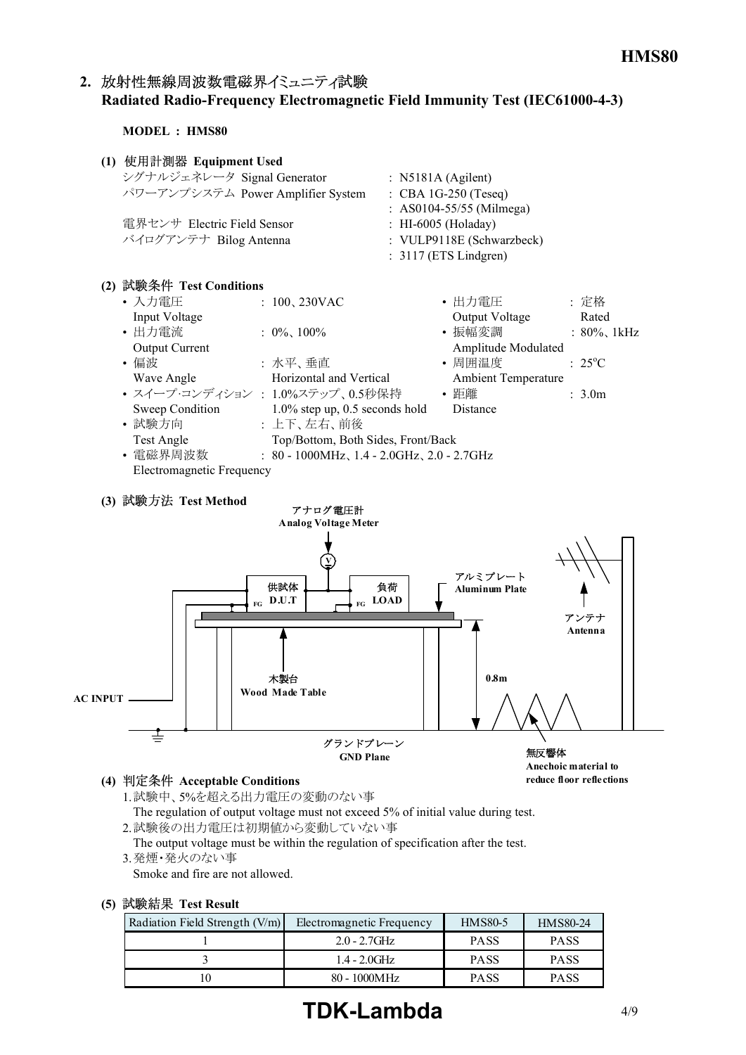## 2. 放射性無線周波数電磁界イミュニティ試験 Radiated Radio-Frequency Electromagnetic Field Immunity Test (IEC61000-4-3)

**MODEL : HMS80**

### (1) 使用計測器 Equipment Used

シグナルジェネレータ Signal Generator : N5181A (Agilent)
パワーアンプシステム Power Amplifier System : CBA 1G-250 (Teseq)
: AS0104-55/55 (Milmega)
電界センサ Electric Field Sensor : HI-6005 (Holaday)
バイログアンテナ Bilog Antenna : VULP9118E (Schwarzbeck)
: 3117 (ETS Lindgren)

### (2) 試験条件 Test Conditions

- 入力電圧 Input Voltage : 100、230VAC
- 出力電流 Output Current : 0%、100%
- 偏波 Wave Angle : 水平、垂直 Horizontal and Vertical
- スイープ･コンディション Sweep Condition : 1.0%ステップ、0.5秒保持 1.0% step up, 0.5 seconds hold
- 試験方向 Test Angle : 上下、左右、前後 Top/Bottom, Both Sides, Front/Back
- 電磁界周波数 Electromagnetic Frequency : 80 - 1000MHz、1.4 - 2.0GHz、2.0 - 2.7GHz
- 出力電圧 Output Voltage : 定格 Rated
- 振幅変調 Amplitude Modulated : 80%、1kHz
- 周囲温度 Ambient Temperature : 25°C
- 距離 Distance : 3.0m

### (3) 試験方法 Test Method

アナログ電圧計 Analog Voltage Meter
供試体 D.U.T FG
負荷 LOAD FG
アルミプレート Aluminum Plate
アンテナ Antenna
木製台 Wood Made Table
0.8m
AC INPUT
グランドプレーン GND Plane
無反響体 Anechoic material to reduce floor reflections

### (4) 判定条件 Acceptable Conditions

1. 試験中、5%を超える出力電圧の変動のない事
   The regulation of output voltage must not exceed 5% of initial value during test.
2. 試験後の出力電圧は初期値から変動していない事
   The output voltage must be within the regulation of specification after the test.
3. 発煙･発火のない事
   Smoke and fire are not allowed.

### (5) 試験結果 Test Result

| Radiation Field Strength (V/m) | Electromagnetic Frequency | HMS80-5 | HMS80-24 |
|---|---|---|---|
| 1 | 2.0 - 2.7GHz | PASS | PASS |
| 3 | 1.4 - 2.0GHz | PASS | PASS |
| 10 | 80 - 1000MHz | PASS | PASS |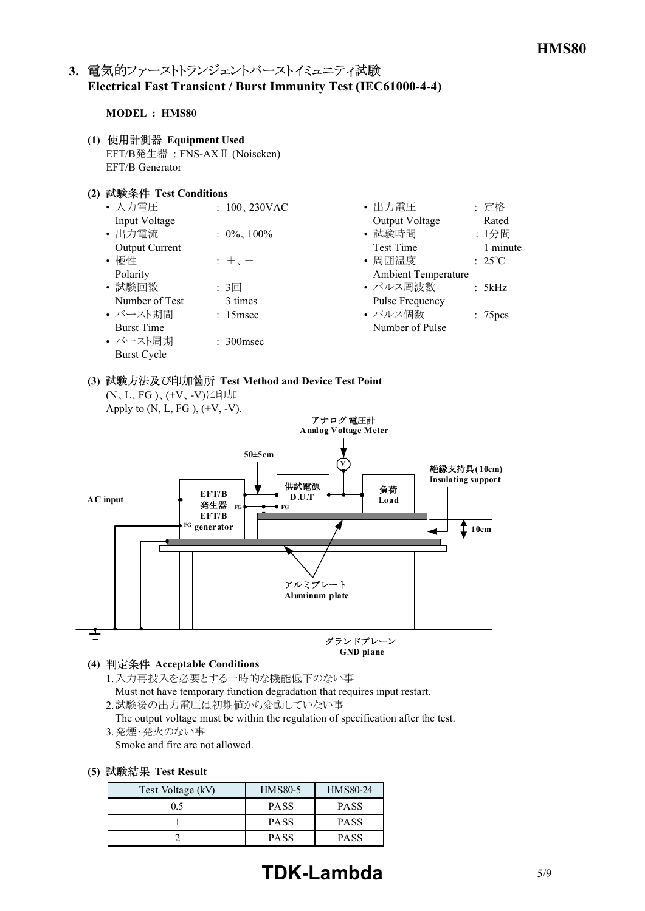## 3. 電気的ファーストトランジェントバーストイミュニティ試験 Electrical Fast Transient / Burst Immunity Test (IEC61000-4-4)

**MODEL : HMS80**

**(1) 使用計測器 Equipment Used**

EFT/B発生器 : FNS-AXⅡ (Noiseken)
EFT/B Generator

**(2) 試験条件 Test Conditions**

- 入力電圧 Input Voltage : 100、230VAC
- 出力電流 Output Current : 0%、100%
- 極性 Polarity : ＋、－
- 試験回数 Number of Test : 3回 3 times
- バースト期間 Burst Time : 15msec
- バースト周期 Burst Cycle : 300msec
- 出力電圧 Output Voltage : 定格 Rated
- 試験時間 Test Time : 1分間 1 minute
- 周囲温度 Ambient Temperature : 25°C
- パルス周波数 Pulse Frequency : 5kHz
- パルス個数 Number of Pulse : 75pcs

**(3) 試験方法及び印加箇所 Test Method and Device Test Point**

(N、L、FG )、(+V、-V)に印加
Apply to (N, L, FG ), (+V, -V).

アナログ電圧計 Analog Voltage Meter
50±5cm
絶縁支持具(10cm) Insulating support
AC input
EFT/B 発生器 EFT/B generator
供試電源 D.U.T
負荷 Load
10cm
アルミプレート Aluminum plate
グランドプレーン GND plane

**(4) 判定条件 Acceptable Conditions**

1. 入力再投入を必要とする一時的な機能低下のない事
   Must not have temporary function degradation that requires input restart.
2. 試験後の出力電圧は初期値から変動していない事
   The output voltage must be within the regulation of specification after the test.
3. 発煙・発火のない事
   Smoke and fire are not allowed.

**(5) 試験結果 Test Result**

| Test Voltage (kV) | HMS80-5 | HMS80-24 |
|---|---|---|
| 0.5 | PASS | PASS |
| 1 | PASS | PASS |
| 2 | PASS | PASS |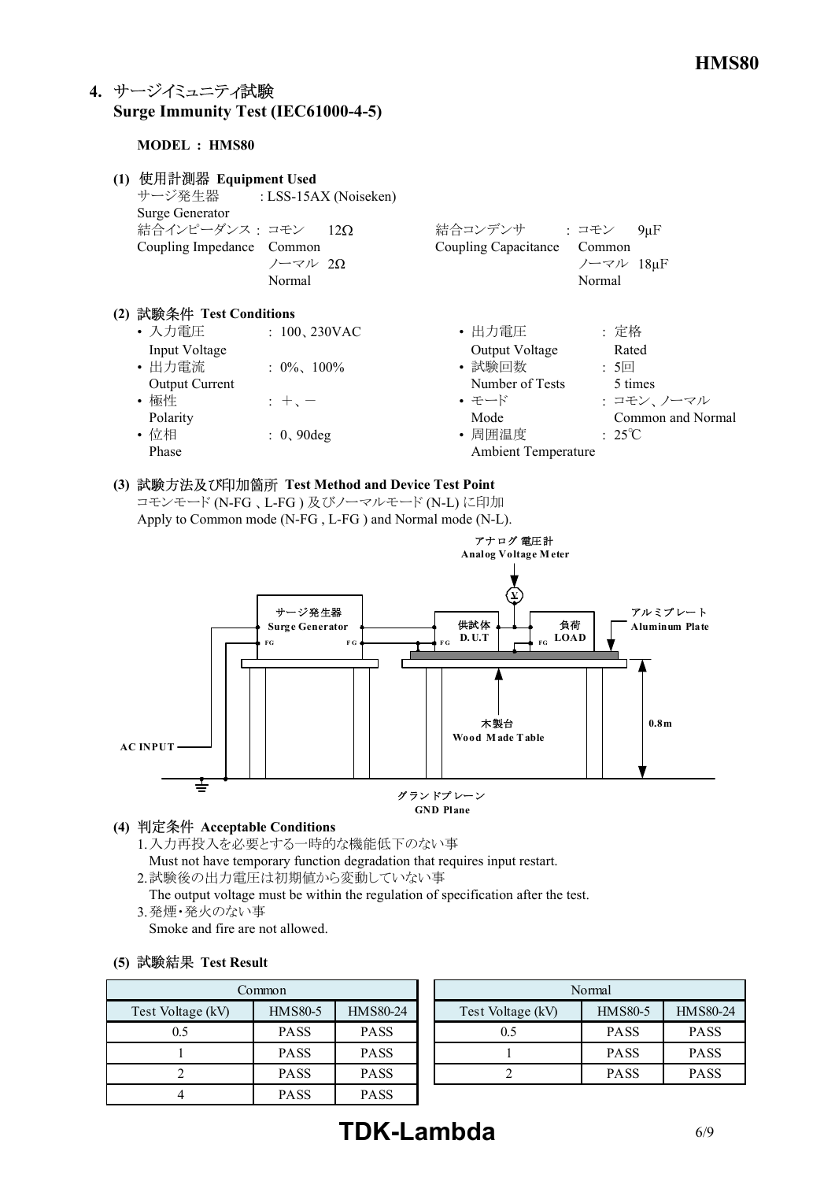## 4. サージイミュニティ試験 Surge Immunity Test (IEC61000-4-5)

**MODEL : HMS80**

### (1) 使用計測器 Equipment Used

サージ発生器 Surge Generator : LSS-15AX (Noiseken)

結合インピーダンス Coupling Impedance : コモン Common 12Ω / ノーマル Normal 2Ω

結合コンデンサ Coupling Capacitance : コモン Common 9μF / ノーマル Normal 18μF

### (2) 試験条件 Test Conditions

- 入力電圧 Input Voltage : 100、230VAC
- 出力電流 Output Current : 0%、100%
- 極性 Polarity : ＋、－
- 位相 Phase : 0、90deg
- 出力電圧 Output Voltage : 定格 Rated
- 試験回数 Number of Tests : 5回 5 times
- モード Mode : コモン、ノーマル Common and Normal
- 周囲温度 Ambient Temperature : 25℃

### (3) 試験方法及び印加箇所 Test Method and Device Test Point

コモンモード (N-FG 、L-FG ) 及びノーマルモード (N-L) に印加
Apply to Common mode (N-FG , L-FG ) and Normal mode (N-L).

アナログ 電圧計 Analog Voltage Meter
サージ発生器 Surge Generator
供試体 D.U.T
負荷 LOAD
アルミプレート Aluminum Plate
木製台 Wood Made Table
0.8m
AC INPUT
グランドプレーン GND Plane

### (4) 判定条件 Acceptable Conditions

1. 入力再投入を必要とする一時的な機能低下のない事
   Must not have temporary function degradation that requires input restart.
2. 試験後の出力電圧は初期値から変動していない事
   The output voltage must be within the regulation of specification after the test.
3. 発煙・発火のない事
   Smoke and fire are not allowed.

### (5) 試験結果 Test Result

| Common | | |
|---|---|---|
| Test Voltage (kV) | HMS80-5 | HMS80-24 |
| 0.5 | PASS | PASS |
| 1 | PASS | PASS |
| 2 | PASS | PASS |
| 4 | PASS | PASS |

| Normal | | |
|---|---|---|
| Test Voltage (kV) | HMS80-5 | HMS80-24 |
| 0.5 | PASS | PASS |
| 1 | PASS | PASS |
| 2 | PASS | PASS |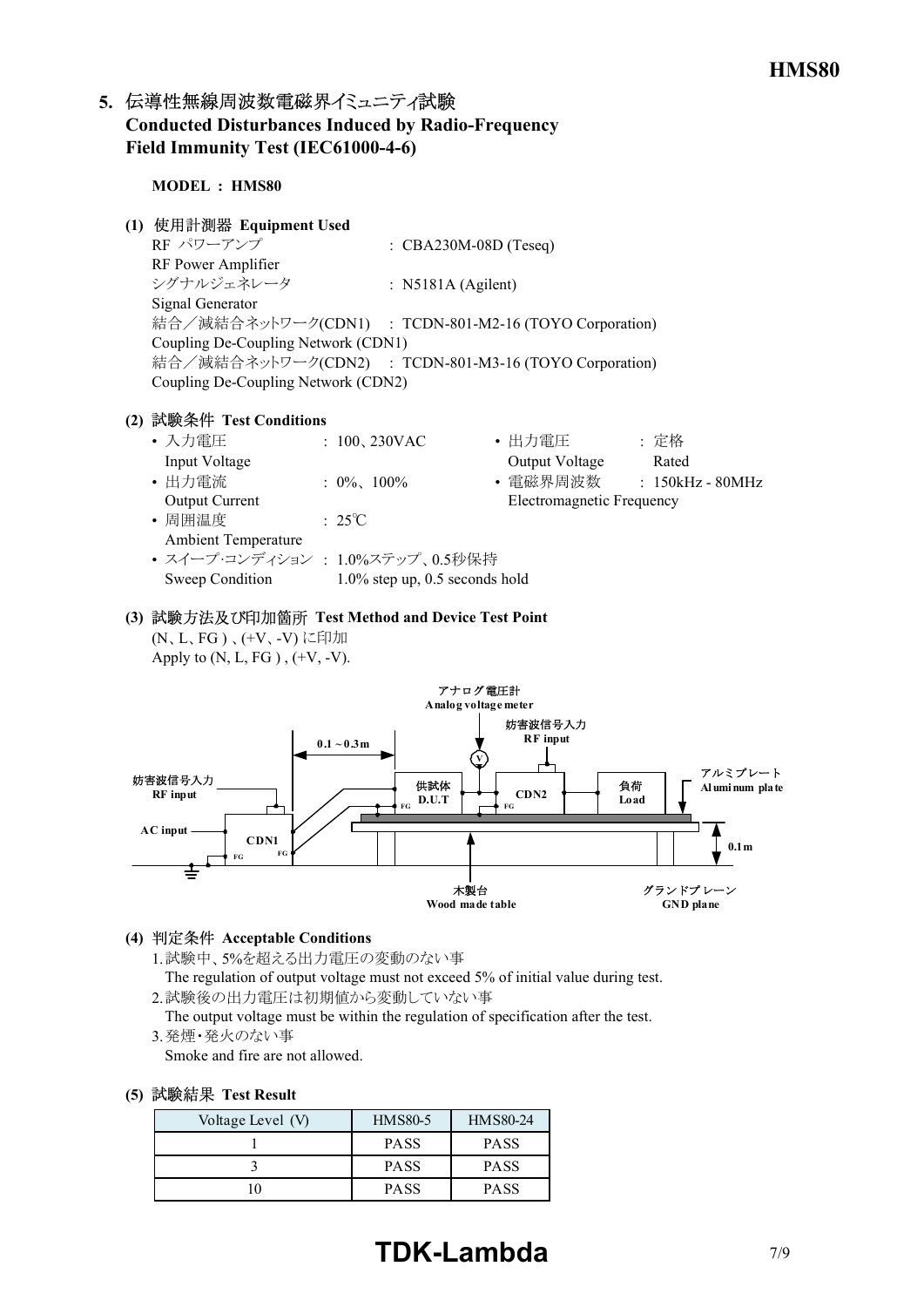## 5. 伝導性無線周波数電磁界イミュニティ試験 Conducted Disturbances Induced by Radio-Frequency Field Immunity Test (IEC61000-4-6)

**MODEL : HMS80**

**(1) 使用計測器 Equipment Used**

| | |
|---|---|
| RF パワーアンプ<br>RF Power Amplifier | : CBA230M-08D (Teseq) |
| シグナルジェネレータ<br>Signal Generator | : N5181A (Agilent) |
| 結合／減結合ネットワーク(CDN1)<br>Coupling De-Coupling Network (CDN1) | : TCDN-801-M2-16 (TOYO Corporation) |
| 結合／減結合ネットワーク(CDN2)<br>Coupling De-Coupling Network (CDN2) | : TCDN-801-M3-16 (TOYO Corporation) |

**(2) 試験条件 Test Conditions**

- 入力電圧 Input Voltage : 100、230VAC
- 出力電圧 Output Voltage : 定格 Rated
- 出力電流 Output Current : 0%、100%
- 電磁界周波数 Electromagnetic Frequency : 150kHz - 80MHz
- 周囲温度 Ambient Temperature : 25℃
- スイープ･コンディション Sweep Condition : 1.0%ステップ、0.5秒保持 1.0% step up, 0.5 seconds hold

**(3) 試験方法及び印加箇所 Test Method and Device Test Point**

(N、L、FG )、(+V、-V) に印加
Apply to (N, L, FG ) , (+V, -V).

アナログ電圧計 Analog voltage meter
妨害波信号入力 RF input
0.1～0.3m
供試体 D.U.T
CDN2
負荷 Load
アルミプレート Aluminum plate
AC input
CDN1
FG
0.1m
木製台 Wood made table
グランドプレーン GND plane

**(4) 判定条件 Acceptable Conditions**

1. 試験中、5%を超える出力電圧の変動のない事
   The regulation of output voltage must not exceed 5% of initial value during test.
2. 試験後の出力電圧は初期値から変動していない事
   The output voltage must be within the regulation of specification after the test.
3. 発煙･発火のない事
   Smoke and fire are not allowed.

**(5) 試験結果 Test Result**

| Voltage Level (V) | HMS80-5 | HMS80-24 |
|---|---|---|
| 1 | PASS | PASS |
| 3 | PASS | PASS |
| 10 | PASS | PASS |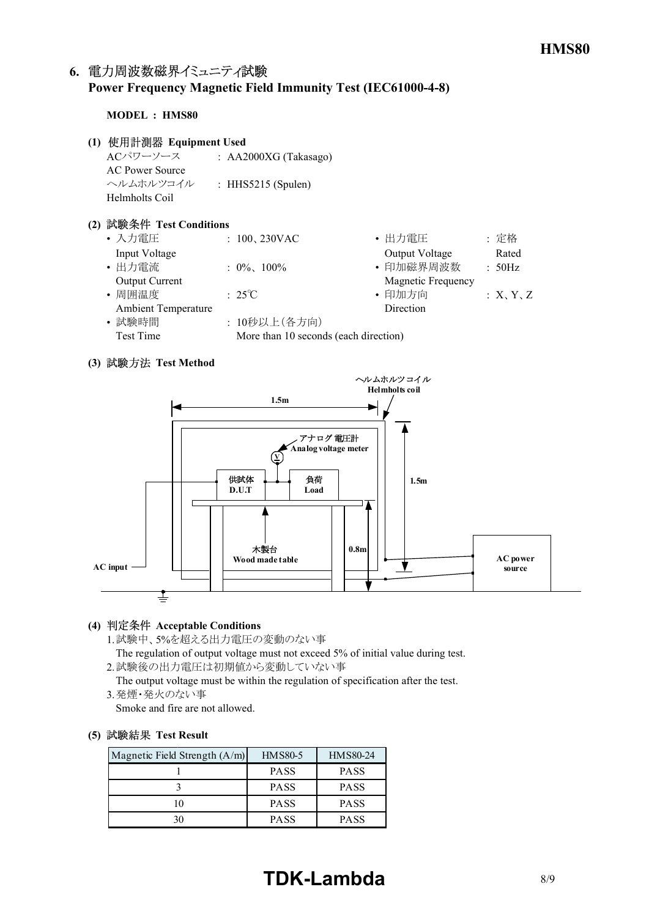## 6. 電力周波数磁界イミュニティ試験 Power Frequency Magnetic Field Immunity Test (IEC61000-4-8)

**MODEL : HMS80**

**(1) 使用計測器 Equipment Used**

ACパワーソース AC Power Source : AA2000XG (Takasago)

ヘルムホルツコイル Helmholts Coil : HHS5215 (Spulen)

**(2) 試験条件 Test Conditions**

- 入力電圧 Input Voltage : 100、230VAC
- 出力電圧 Output Voltage : 定格 Rated
- 出力電流 Output Current : 0%、100%
- 印加磁界周波数 Magnetic Frequency : 50Hz
- 周囲温度 Ambient Temperature : 25℃
- 印加方向 Direction : X、Y、Z
- 試験時間 Test Time : 10秒以上（各方向） More than 10 seconds (each direction)

**(3) 試験方法 Test Method**

ヘルムホルツコイル Helmholts coil

1.5m

アナログ電圧計 Analog voltage meter

供試体 D.U.T

負荷 Load

1.5m

木製台 Wood made table

0.8m

AC input

AC power source

**(4) 判定条件 Acceptable Conditions**

1. 試験中、5%を超える出力電圧の変動のない事
   The regulation of output voltage must not exceed 5% of initial value during test.
2. 試験後の出力電圧は初期値から変動していない事
   The output voltage must be within the regulation of specification after the test.
3. 発煙・発火のない事
   Smoke and fire are not allowed.

**(5) 試験結果 Test Result**

| Magnetic Field Strength (A/m) | HMS80-5 | HMS80-24 |
|---|---|---|
| 1 | PASS | PASS |
| 3 | PASS | PASS |
| 10 | PASS | PASS |
| 30 | PASS | PASS |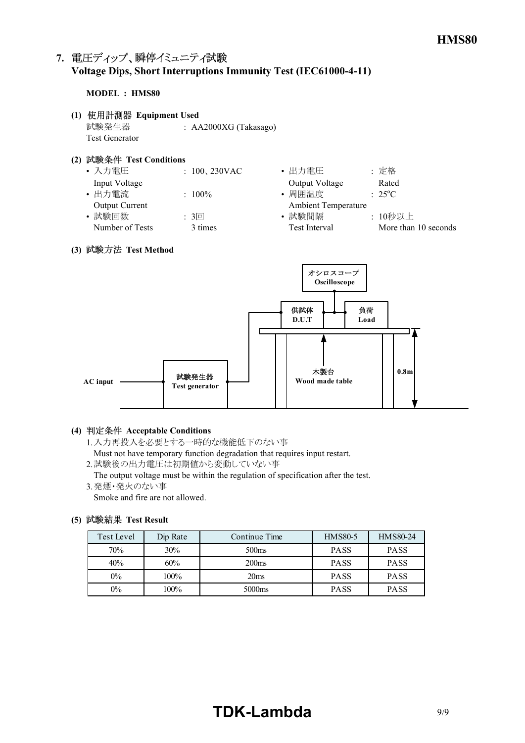## 7. 電圧ディップ､瞬停イミュニティ試験 Voltage Dips, Short Interruptions Immunity Test (IEC61000-4-11)

**MODEL : HMS80**

**(1) 使用計測器 Equipment Used**

試験発生器 Test Generator : AA2000XG (Takasago)

**(2) 試験条件 Test Conditions**

- 入力電圧 Input Voltage : 100､230VAC
- 出力電圧 Output Voltage : 定格 Rated
- 出力電流 Output Current : 100%
- 周囲温度 Ambient Temperature : 25°C
- 試験回数 Number of Tests : 3回 3 times
- 試験間隔 Test Interval : 10秒以上 More than 10 seconds

**(3) 試験方法 Test Method**

オシロスコープ Oscilloscope

供試体 D.U.T

負荷 Load

AC input

試験発生器 Test generator

木製台 Wood made table

0.8m

**(4) 判定条件 Acceptable Conditions**

1. 入力再投入を必要とする一時的な機能低下のない事
   Must not have temporary function degradation that requires input restart.
2. 試験後の出力電圧は初期値から変動していない事
   The output voltage must be within the regulation of specification after the test.
3. 発煙･発火のない事
   Smoke and fire are not allowed.

**(5) 試験結果 Test Result**

| Test Level | Dip Rate | Continue Time | HMS80-5 | HMS80-24 |
|---|---|---|---|---|
| 70% | 30% | 500ms | PASS | PASS |
| 40% | 60% | 200ms | PASS | PASS |
| 0% | 100% | 20ms | PASS | PASS |
| 0% | 100% | 5000ms | PASS | PASS |